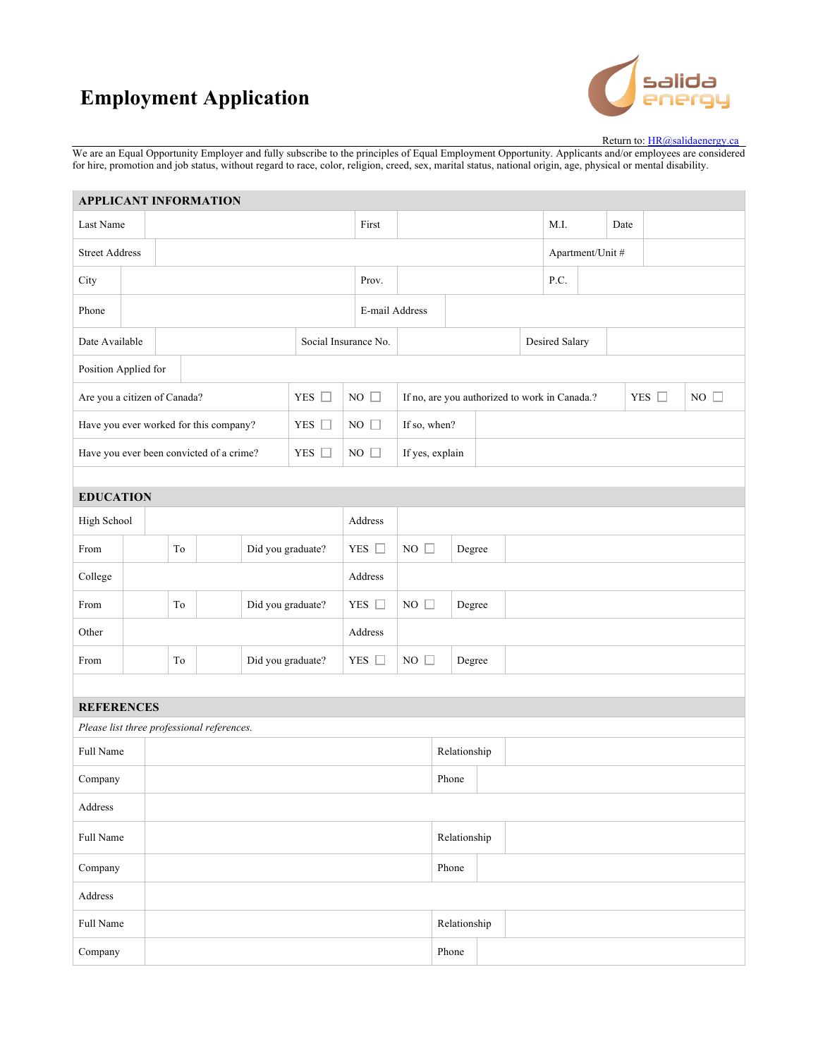# Employment Application

salida energy

Return to: HR@salidaenergy.ca

We are an Equal Opportunity Employer and fully subscribe to the principles of Equal Employment Opportunity. Applicants and/or employees are considered for hire, promotion and job status, without regard to race, color, religion, creed, sex, marital status, national origin, age, physical or mental disability.

## APPLICANT INFORMATION

| | | | | | | | |
|---|---|---|---|---|---|---|---|
| Last Name | | First | | M.I. | | Date | |
| Street Address | | | | Apartment/Unit # | | | |
| City | | Prov. | | P.C. | | | |
| Phone | | E-mail Address | | | | | |
| Date Available | | Social Insurance No. | | Desired Salary | | | |
| Position Applied for | | | | | | | |
| Are you a citizen of Canada? | YES ☐ | NO ☐ | If no, are you authorized to work in Canada.? | YES ☐ | NO ☐ | | |
| Have you ever worked for this company? | YES ☐ | NO ☐ | If so, when? | | | | |
| Have you ever been convicted of a crime? | YES ☐ | NO ☐ | If yes, explain | | | | |

## EDUCATION

| | | | | | | | | |
|---|---|---|---|---|---|---|---|---|
| High School | | | | Address | | | | |
| From | | To | | Did you graduate? | YES ☐ | NO ☐ | Degree | |
| College | | | | Address | | | | |
| From | | To | | Did you graduate? | YES ☐ | NO ☐ | Degree | |
| Other | | | | Address | | | | |
| From | | To | | Did you graduate? | YES ☐ | NO ☐ | Degree | |

## REFERENCES

*Please list three professional references.*

| | | | |
|---|---|---|---|
| Full Name | | Relationship | |
| Company | | Phone | |
| Address | | | |
| Full Name | | Relationship | |
| Company | | Phone | |
| Address | | | |
| Full Name | | Relationship | |
| Company | | Phone | |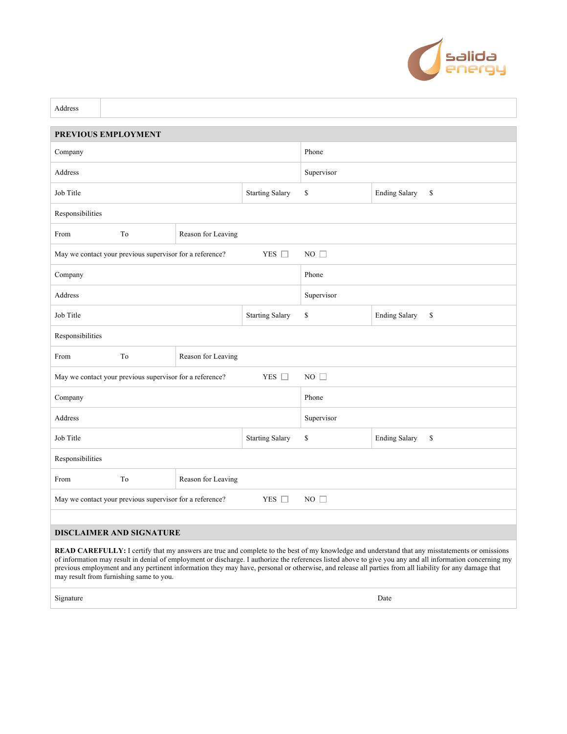| | |
|---|---|
| Address | |

## PREVIOUS EMPLOYMENT

| | | | | | |
|---|---|---|---|---|---|
| Company | | | Phone | | |
| Address | | | Supervisor | | |
| Job Title | | Starting Salary | $ | Ending Salary | $ |
| Responsibilities | | | | | |
| From | To | Reason for Leaving | | | |
| May we contact your previous supervisor for a reference? | | YES ☐ | NO ☐ | | |
| Company | | | Phone | | |
| Address | | | Supervisor | | |
| Job Title | | Starting Salary | $ | Ending Salary | $ |
| Responsibilities | | | | | |
| From | To | Reason for Leaving | | | |
| May we contact your previous supervisor for a reference? | | YES ☐ | NO ☐ | | |
| Company | | | Phone | | |
| Address | | | Supervisor | | |
| Job Title | | Starting Salary | $ | Ending Salary | $ |
| Responsibilities | | | | | |
| From | To | Reason for Leaving | | | |
| May we contact your previous supervisor for a reference? | | YES ☐ | NO ☐ | | |

## DISCLAIMER AND SIGNATURE

**READ CAREFULLY:** I certify that my answers are true and complete to the best of my knowledge and understand that any misstatements or omissions of information may result in denial of employment or discharge. I authorize the references listed above to give you any and all information concerning my previous employment and any pertinent information they may have, personal or otherwise, and release all parties from all liability for any damage that may result from furnishing same to you.

| | |
|---|---|
| Signature | Date |